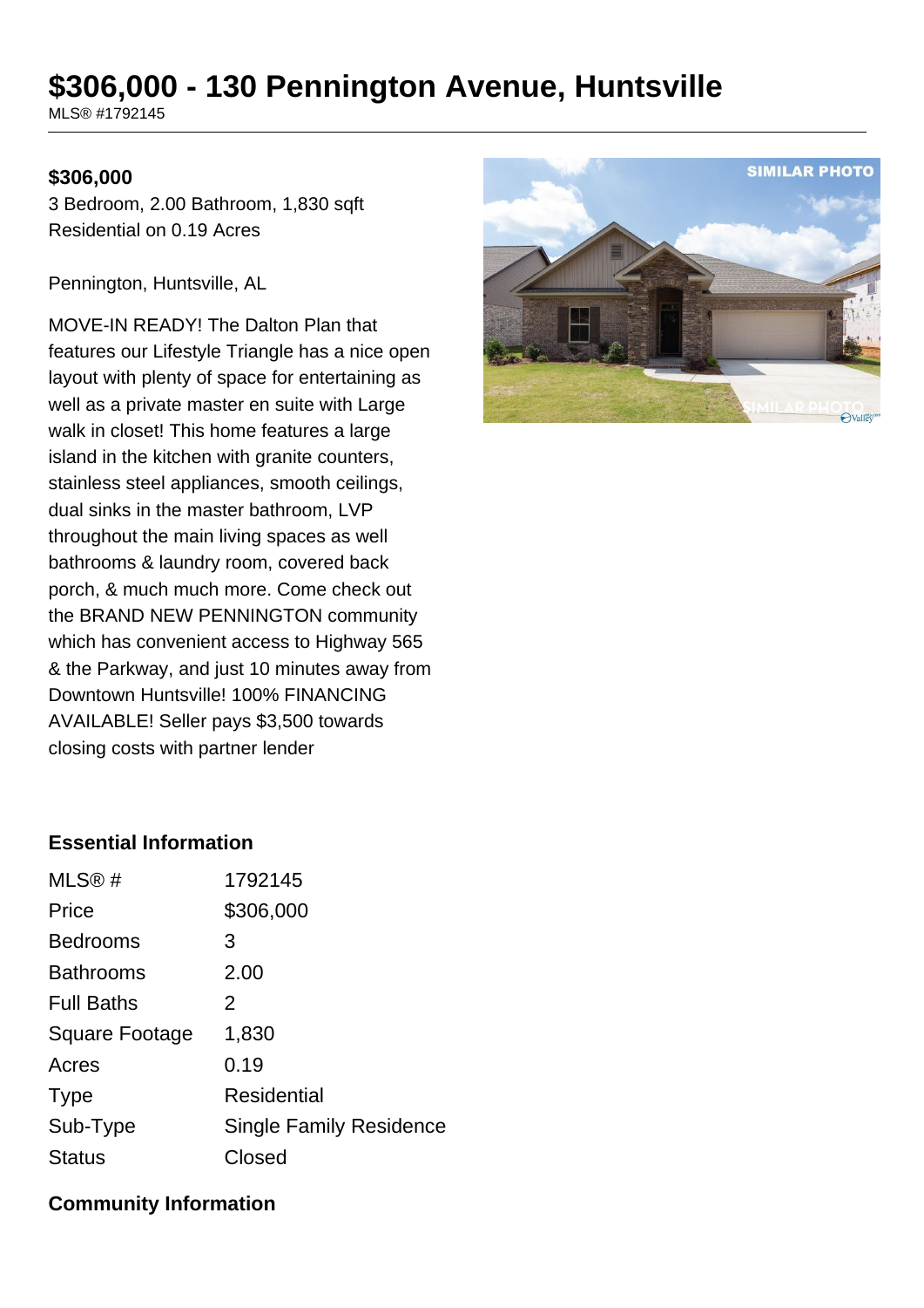# $306,000 - 130 Pennington Avenue, Huntsville

MLS® #1792145

**$306,000**

3 Bedroom, 2.00 Bathroom, 1,830 sqft
Residential on 0.19 Acres

Pennington, Huntsville, AL

MOVE-IN READY! The Dalton Plan that features our Lifestyle Triangle has a nice open layout with plenty of space for entertaining as well as a private master en suite with Large walk in closet! This home features a large island in the kitchen with granite counters, stainless steel appliances, smooth ceilings, dual sinks in the master bathroom, LVP throughout the main living spaces as well bathrooms & laundry room, covered back porch, & much much more. Come check out the BRAND NEW PENNINGTON community which has convenient access to Highway 565 & the Parkway, and just 10 minutes away from Downtown Huntsville! 100% FINANCING AVAILABLE! Seller pays $3,500 towards closing costs with partner lender

## Essential Information

| | |
|---|---|
| MLS® # | 1792145 |
| Price | $306,000 |
| Bedrooms | 3 |
| Bathrooms | 2.00 |
| Full Baths | 2 |
| Square Footage | 1,830 |
| Acres | 0.19 |
| Type | Residential |
| Sub-Type | Single Family Residence |
| Status | Closed |

## Community Information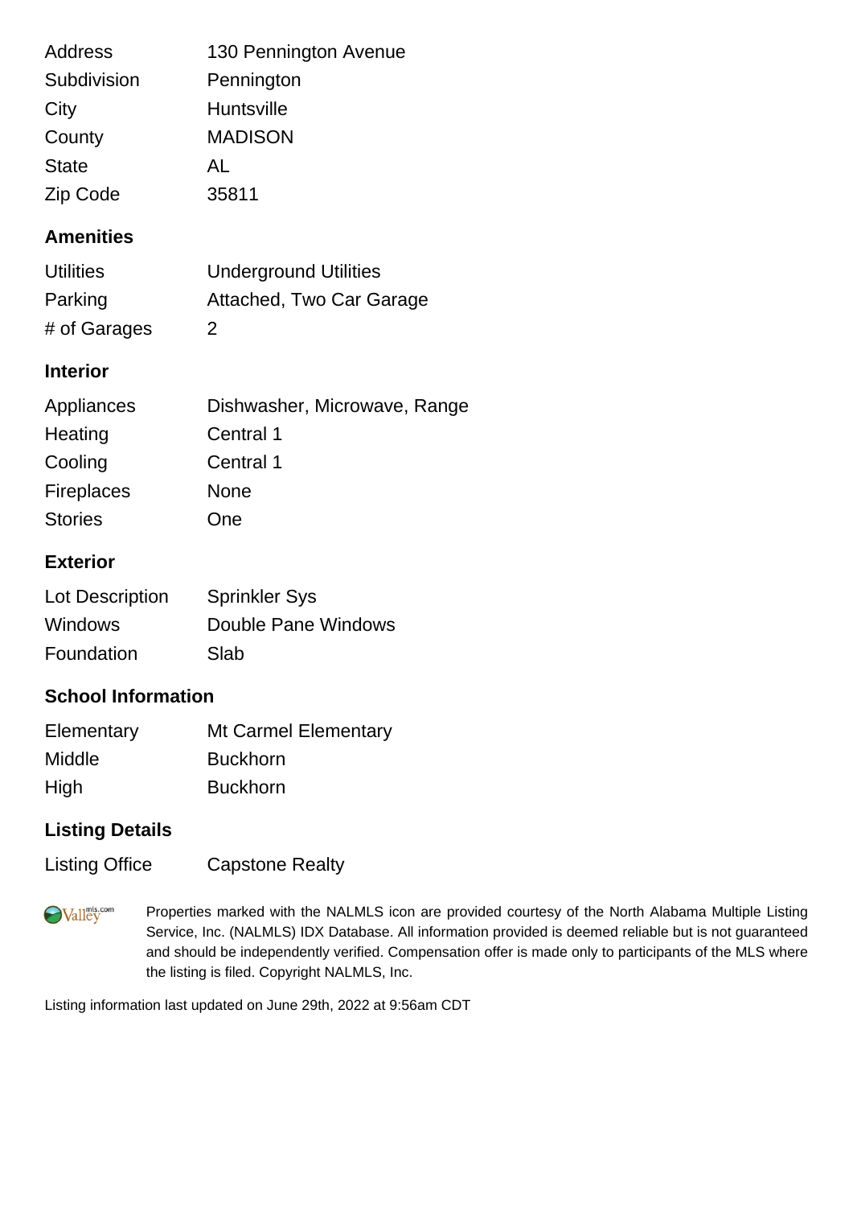| | |
|---|---|
| Address | 130 Pennington Avenue |
| Subdivision | Pennington |
| City | Huntsville |
| County | MADISON |
| State | AL |
| Zip Code | 35811 |

### Amenities

| | |
|---|---|
| Utilities | Underground Utilities |
| Parking | Attached, Two Car Garage |
| # of Garages | 2 |

### Interior

| | |
|---|---|
| Appliances | Dishwasher, Microwave, Range |
| Heating | Central 1 |
| Cooling | Central 1 |
| Fireplaces | None |
| Stories | One |

### Exterior

| | |
|---|---|
| Lot Description | Sprinkler Sys |
| Windows | Double Pane Windows |
| Foundation | Slab |

### School Information

| | |
|---|---|
| Elementary | Mt Carmel Elementary |
| Middle | Buckhorn |
| High | Buckhorn |

### Listing Details

| | |
|---|---|
| Listing Office | Capstone Realty |

Properties marked with the NALMLS icon are provided courtesy of the North Alabama Multiple Listing Service, Inc. (NALMLS) IDX Database. All information provided is deemed reliable but is not guaranteed and should be independently verified. Compensation offer is made only to participants of the MLS where the listing is filed. Copyright NALMLS, Inc.

Listing information last updated on June 29th, 2022 at 9:56am CDT